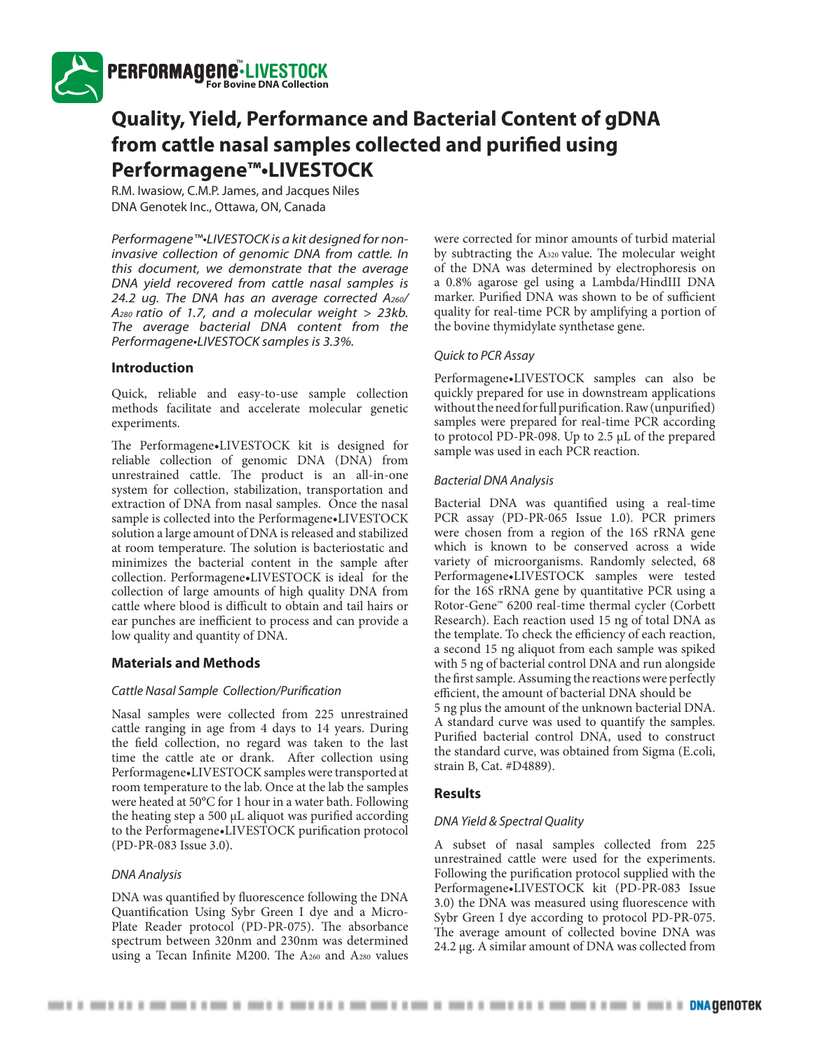**PERFORMAGENE™•LIVESTOCK**
**For Bovine DNA Collection**

# Quality, Yield, Performance and Bacterial Content of gDNA from cattle nasal samples collected and purified using Performagene™•LIVESTOCK

R.M. Iwasiow, C.M.P. James, and Jacques Niles
DNA Genotek Inc., Ottawa, ON, Canada

*Performagene™•LIVESTOCK is a kit designed for non-invasive collection of genomic DNA from cattle. In this document, we demonstrate that the average DNA yield recovered from cattle nasal samples is 24.2 ug. The DNA has an average corrected $A_{260}/A_{280}$ ratio of 1.7, and a molecular weight > 23kb. The average bacterial DNA content from the Performagene•LIVESTOCK samples is 3.3%.*

## Introduction

Quick, reliable and easy-to-use sample collection methods facilitate and accelerate molecular genetic experiments.

The Performagene•LIVESTOCK kit is designed for reliable collection of genomic DNA (DNA) from unrestrained cattle. The product is an all-in-one system for collection, stabilization, transportation and extraction of DNA from nasal samples. Once the nasal sample is collected into the Performagene•LIVESTOCK solution a large amount of DNA is released and stabilized at room temperature. The solution is bacteriostatic and minimizes the bacterial content in the sample after collection. Performagene•LIVESTOCK is ideal for the collection of large amounts of high quality DNA from cattle where blood is difficult to obtain and tail hairs or ear punches are inefficient to process and can provide a low quality and quantity of DNA.

## Materials and Methods

### *Cattle Nasal Sample Collection/Purification*

Nasal samples were collected from 225 unrestrained cattle ranging in age from 4 days to 14 years. During the field collection, no regard was taken to the last time the cattle ate or drank. After collection using Performagene•LIVESTOCK samples were transported at room temperature to the lab. Once at the lab the samples were heated at 50°C for 1 hour in a water bath. Following the heating step a 500 µL aliquot was purified according to the Performagene•LIVESTOCK purification protocol (PD-PR-083 Issue 3.0).

### *DNA Analysis*

DNA was quantified by fluorescence following the DNA Quantification Using Sybr Green I dye and a Micro-Plate Reader protocol (PD-PR-075). The absorbance spectrum between 320nm and 230nm was determined using a Tecan Infinite M200. The $A_{260}$ and $A_{280}$ values were corrected for minor amounts of turbid material by subtracting the $A_{320}$ value. The molecular weight of the DNA was determined by electrophoresis on a 0.8% agarose gel using a Lambda/HindIII DNA marker. Purified DNA was shown to be of sufficient quality for real-time PCR by amplifying a portion of the bovine thymidylate synthetase gene.

### *Quick to PCR Assay*

Performagene•LIVESTOCK samples can also be quickly prepared for use in downstream applications without the need for full purification. Raw (unpurified) samples were prepared for real-time PCR according to protocol PD-PR-098. Up to 2.5 µL of the prepared sample was used in each PCR reaction.

### *Bacterial DNA Analysis*

Bacterial DNA was quantified using a real-time PCR assay (PD-PR-065 Issue 1.0). PCR primers were chosen from a region of the 16S rRNA gene which is known to be conserved across a wide variety of microorganisms. Randomly selected, 68 Performagene•LIVESTOCK samples were tested for the 16S rRNA gene by quantitative PCR using a Rotor-Gene™ 6200 real-time thermal cycler (Corbett Research). Each reaction used 15 ng of total DNA as the template. To check the efficiency of each reaction, a second 15 ng aliquot from each sample was spiked with 5 ng of bacterial control DNA and run alongside the first sample. Assuming the reactions were perfectly efficient, the amount of bacterial DNA should be 5 ng plus the amount of the unknown bacterial DNA. A standard curve was used to quantify the samples. Purified bacterial control DNA, used to construct the standard curve, was obtained from Sigma (E.coli, strain B, Cat. #D4889).

## Results

### *DNA Yield & Spectral Quality*

A subset of nasal samples collected from 225 unrestrained cattle were used for the experiments. Following the purification protocol supplied with the Performagene•LIVESTOCK kit (PD-PR-083 Issue 3.0) the DNA was measured using fluorescence with Sybr Green I dye according to protocol PD-PR-075. The average amount of collected bovine DNA was 24.2 µg. A similar amount of DNA was collected from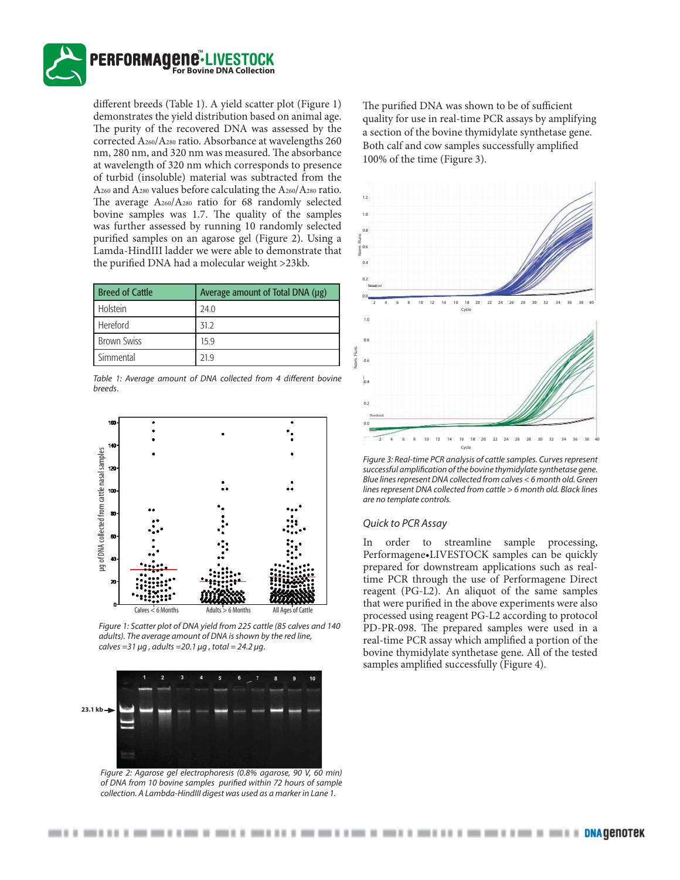different breeds (Table 1). A yield scatter plot (Figure 1) demonstrates the yield distribution based on animal age. The purity of the recovered DNA was assessed by the corrected $A_{260}/A_{280}$ ratio. Absorbance at wavelengths 260 nm, 280 nm, and 320 nm was measured. The absorbance at wavelength of 320 nm which corresponds to presence of turbid (insoluble) material was subtracted from the $A_{260}$ and $A_{280}$ values before calculating the $A_{260}/A_{280}$ ratio. The average $A_{260}/A_{280}$ ratio for 68 randomly selected bovine samples was 1.7. The quality of the samples was further assessed by running 10 randomly selected purified samples on an agarose gel (Figure 2). Using a Lamda-HindIII ladder we were able to demonstrate that the purified DNA had a molecular weight >23kb.

| Breed of Cattle | Average amount of Total DNA (µg) |
|---|---|
| Holstein | 24.0 |
| Hereford | 31.2 |
| Brown Swiss | 15.9 |
| Simmental | 21.9 |

*Table 1: Average amount of DNA collected from 4 different bovine breeds.*

*Figure 1: Scatter plot of DNA yield from 225 cattle (85 calves and 140 adults). The average amount of DNA is shown by the red line, calves =31 µg , adults =20.1 µg , total = 24.2 µg.*

*Figure 2: Agarose gel electrophoresis (0.8% agarose, 90 V, 60 min) of DNA from 10 bovine samples purified within 72 hours of sample collection. A Lambda-HindIII digest was used as a marker in Lane 1.*

The purified DNA was shown to be of sufficient quality for use in real-time PCR assays by amplifying a section of the bovine thymidylate synthetase gene. Both calf and cow samples successfully amplified 100% of the time (Figure 3).

*Figure 3: Real-time PCR analysis of cattle samples. Curves represent successful amplification of the bovine thymidylate synthetase gene. Blue lines represent DNA collected from calves < 6 month old. Green lines represent DNA collected from cattle > 6 month old. Black lines are no template controls.*

### *Quick to PCR Assay*

In order to streamline sample processing, Performagene•LIVESTOCK samples can be quickly prepared for downstream applications such as real-time PCR through the use of Performagene Direct reagent (PG-L2). An aliquot of the same samples that were purified in the above experiments were also processed using reagent PG-L2 according to protocol PD-PR-098. The prepared samples were used in a real-time PCR assay which amplified a portion of the bovine thymidylate synthetase gene. All of the tested samples amplified successfully (Figure 4).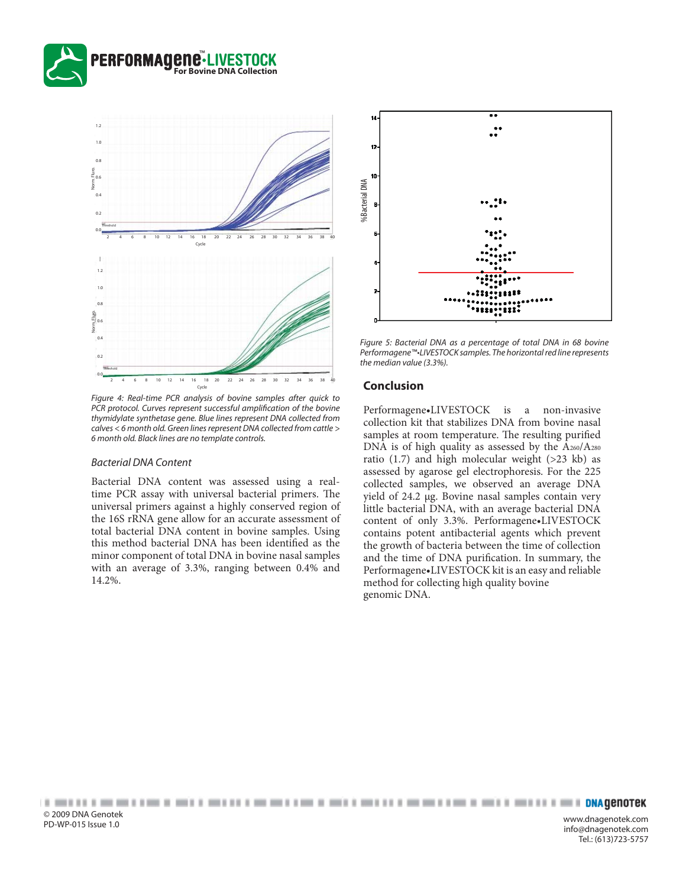1.2
1.0
0.8
Norm. Fluro
0.6
0.4
0.2
Threshold
0.0
2 4 6 8 10 12 14 16 18 20 22 24 26 28 30 32 34 36 38 40
Cycle

1.2
1.0
0.8
Norm. Fluro
0.6
0.4
0.2
Threshold
0.0
2 4 6 8 10 12 14 16 18 20 22 24 26 28 30 32 34 36 38 40
Cycle

*Figure 4: Real-time PCR analysis of bovine samples after quick to PCR protocol. Curves represent successful amplification of the bovine thymidylate synthetase gene. Blue lines represent DNA collected from calves < 6 month old. Green lines represent DNA collected from cattle > 6 month old. Black lines are no template controls.*

### *Bacterial DNA Content*

Bacterial DNA content was assessed using a real-time PCR assay with universal bacterial primers. The universal primers against a highly conserved region of the 16S rRNA gene allow for an accurate assessment of total bacterial DNA content in bovine samples. Using this method bacterial DNA has been identified as the minor component of total DNA in bovine nasal samples with an average of 3.3%, ranging between 0.4% and 14.2%.

%Bacterial DNA
14
12
10
8
6
4
2
0

*Figure 5: Bacterial DNA as a percentage of total DNA in 68 bovine Performagene™•LIVESTOCK samples. The horizontal red line represents the median value (3.3%).*

## Conclusion

Performagene•LIVESTOCK is a non-invasive collection kit that stabilizes DNA from bovine nasal samples at room temperature. The resulting purified DNA is of high quality as assessed by the $A_{260}/A_{280}$ ratio (1.7) and high molecular weight (>23 kb) as assessed by agarose gel electrophoresis. For the 225 collected samples, we observed an average DNA yield of 24.2 µg. Bovine nasal samples contain very little bacterial DNA, with an average bacterial DNA content of only 3.3%. Performagene•LIVESTOCK contains potent antibacterial agents which prevent the growth of bacteria between the time of collection and the time of DNA purification. In summary, the Performagene•LIVESTOCK kit is an easy and reliable method for collecting high quality bovine genomic DNA.